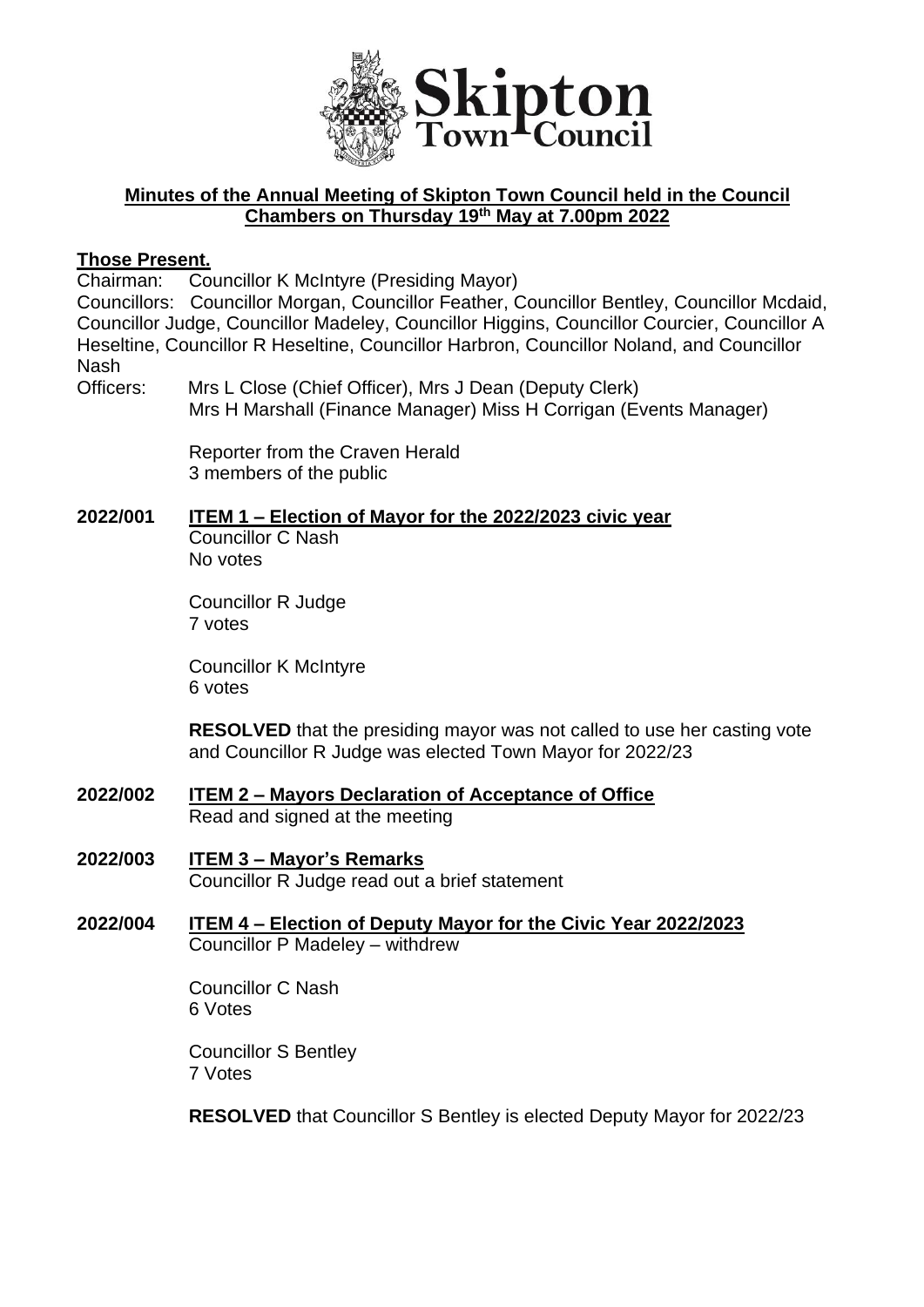**Minutes of the Annual Meeting of Skipton Town Council held in the Council Chambers on Thursday 19th May at 7.00pm 2022**

**Those Present.**

Chairman: Councillor K McIntyre (Presiding Mayor)

Councillors: Councillor Morgan, Councillor Feather, Councillor Bentley, Councillor Mcdaid, Councillor Judge, Councillor Madeley, Councillor Higgins, Councillor Courcier, Councillor A Heseltine, Councillor R Heseltine, Councillor Harbron, Councillor Noland, and Councillor Nash

Officers: Mrs L Close (Chief Officer), Mrs J Dean (Deputy Clerk)
Mrs H Marshall (Finance Manager) Miss H Corrigan (Events Manager)

Reporter from the Craven Herald
3 members of the public

**2022/001** **ITEM 1 – Election of Mayor for the 2022/2023 civic year**

Councillor C Nash
No votes

Councillor R Judge
7 votes

Councillor K McIntyre
6 votes

**RESOLVED** that the presiding mayor was not called to use her casting vote and Councillor R Judge was elected Town Mayor for 2022/23

**2022/002** **ITEM 2 – Mayors Declaration of Acceptance of Office**

Read and signed at the meeting

**2022/003** **ITEM 3 – Mayor's Remarks**

Councillor R Judge read out a brief statement

**2022/004** **ITEM 4 – Election of Deputy Mayor for the Civic Year 2022/2023**

Councillor P Madeley – withdrew

Councillor C Nash
6 Votes

Councillor S Bentley
7 Votes

**RESOLVED** that Councillor S Bentley is elected Deputy Mayor for 2022/23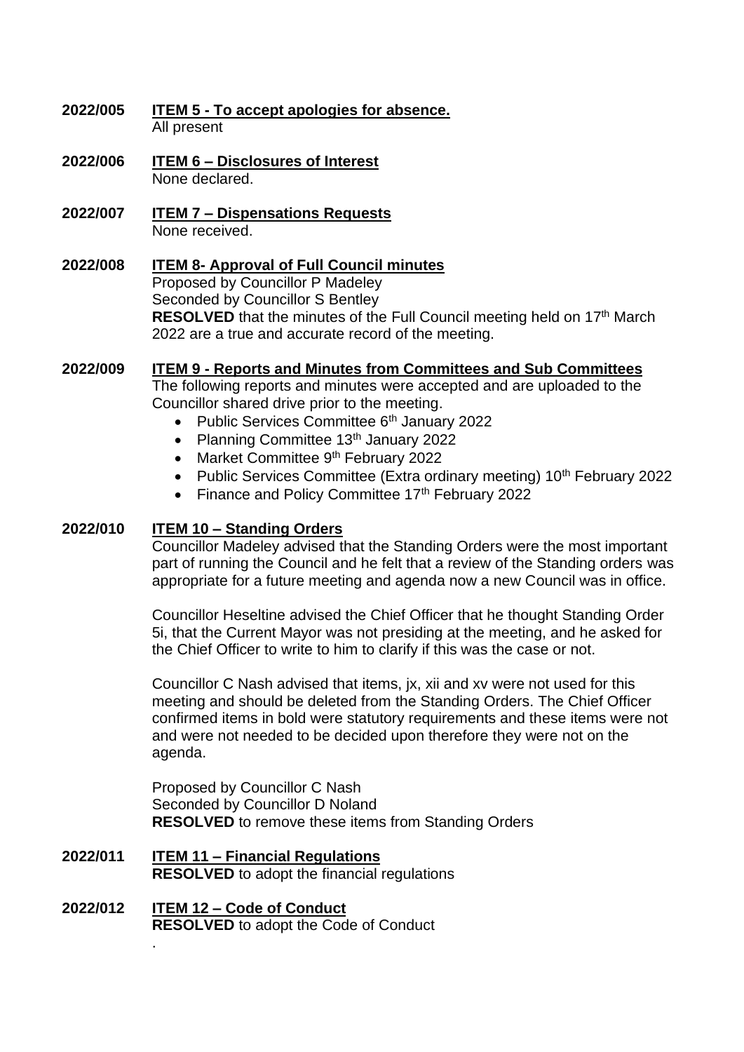**2022/005** **ITEM 5 - To accept apologies for absence.**
All present

**2022/006** **ITEM 6 – Disclosures of Interest**
None declared.

**2022/007** **ITEM 7 – Dispensations Requests**
None received.

**2022/008** **ITEM 8- Approval of Full Council minutes**
Proposed by Councillor P Madeley
Seconded by Councillor S Bentley
**RESOLVED** that the minutes of the Full Council meeting held on 17th March 2022 are a true and accurate record of the meeting.

**2022/009** **ITEM 9 - Reports and Minutes from Committees and Sub Committees**
The following reports and minutes were accepted and are uploaded to the Councillor shared drive prior to the meeting.

- Public Services Committee 6th January 2022
- Planning Committee 13th January 2022
- Market Committee 9th February 2022
- Public Services Committee (Extra ordinary meeting) 10th February 2022
- Finance and Policy Committee 17th February 2022

**2022/010** **ITEM 10 – Standing Orders**
Councillor Madeley advised that the Standing Orders were the most important part of running the Council and he felt that a review of the Standing orders was appropriate for a future meeting and agenda now a new Council was in office.

Councillor Heseltine advised the Chief Officer that he thought Standing Order 5i, that the Current Mayor was not presiding at the meeting, and he asked for the Chief Officer to write to him to clarify if this was the case or not.

Councillor C Nash advised that items, jx, xii and xv were not used for this meeting and should be deleted from the Standing Orders. The Chief Officer confirmed items in bold were statutory requirements and these items were not and were not needed to be decided upon therefore they were not on the agenda.

Proposed by Councillor C Nash
Seconded by Councillor D Noland
**RESOLVED** to remove these items from Standing Orders

**2022/011** **ITEM 11 – Financial Regulations**
**RESOLVED** to adopt the financial regulations

**2022/012** **ITEM 12 – Code of Conduct**
**RESOLVED** to adopt the Code of Conduct
.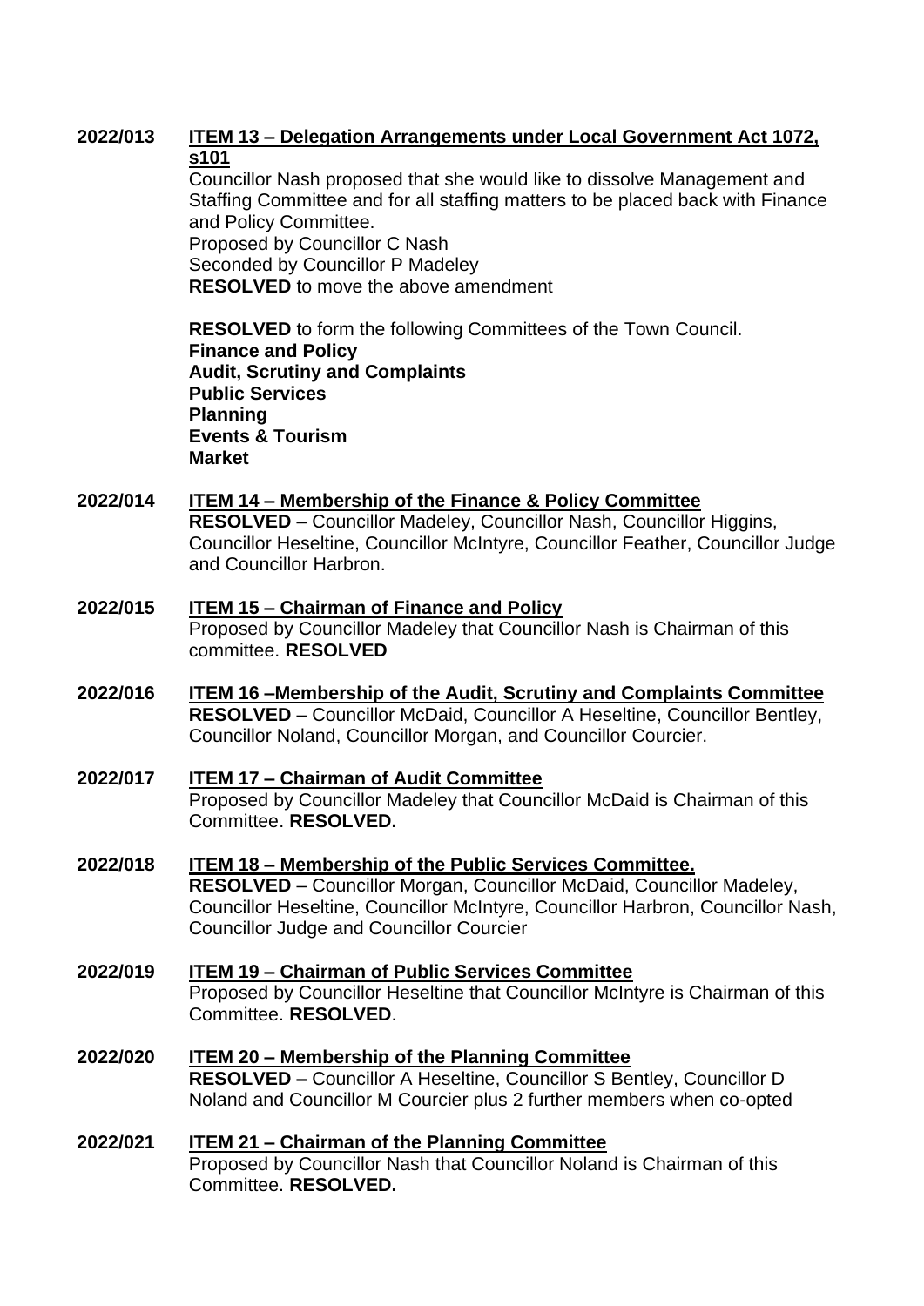**2022/013** **ITEM 13 – Delegation Arrangements under Local Government Act 1072, s101**

Councillor Nash proposed that she would like to dissolve Management and Staffing Committee and for all staffing matters to be placed back with Finance and Policy Committee.
Proposed by Councillor C Nash
Seconded by Councillor P Madeley
**RESOLVED** to move the above amendment

**RESOLVED** to form the following Committees of the Town Council.
**Finance and Policy**
**Audit, Scrutiny and Complaints**
**Public Services**
**Planning**
**Events & Tourism**
**Market**

**2022/014** **ITEM 14 – Membership of the Finance & Policy Committee**

**RESOLVED** – Councillor Madeley, Councillor Nash, Councillor Higgins, Councillor Heseltine, Councillor McIntyre, Councillor Feather, Councillor Judge and Councillor Harbron.

**2022/015** **ITEM 15 – Chairman of Finance and Policy**

Proposed by Councillor Madeley that Councillor Nash is Chairman of this committee. **RESOLVED**

**2022/016** **ITEM 16 –Membership of the Audit, Scrutiny and Complaints Committee**

**RESOLVED** – Councillor McDaid, Councillor A Heseltine, Councillor Bentley, Councillor Noland, Councillor Morgan, and Councillor Courcier.

**2022/017** **ITEM 17 – Chairman of Audit Committee**

Proposed by Councillor Madeley that Councillor McDaid is Chairman of this Committee. **RESOLVED.**

**2022/018** **ITEM 18 – Membership of the Public Services Committee.**

**RESOLVED** – Councillor Morgan, Councillor McDaid, Councillor Madeley, Councillor Heseltine, Councillor McIntyre, Councillor Harbron, Councillor Nash, Councillor Judge and Councillor Courcier

**2022/019** **ITEM 19 – Chairman of Public Services Committee**

Proposed by Councillor Heseltine that Councillor McIntyre is Chairman of this Committee. **RESOLVED**.

**2022/020** **ITEM 20 – Membership of the Planning Committee**

**RESOLVED –** Councillor A Heseltine, Councillor S Bentley, Councillor D Noland and Councillor M Courcier plus 2 further members when co-opted

**2022/021** **ITEM 21 – Chairman of the Planning Committee**

Proposed by Councillor Nash that Councillor Noland is Chairman of this Committee. **RESOLVED.**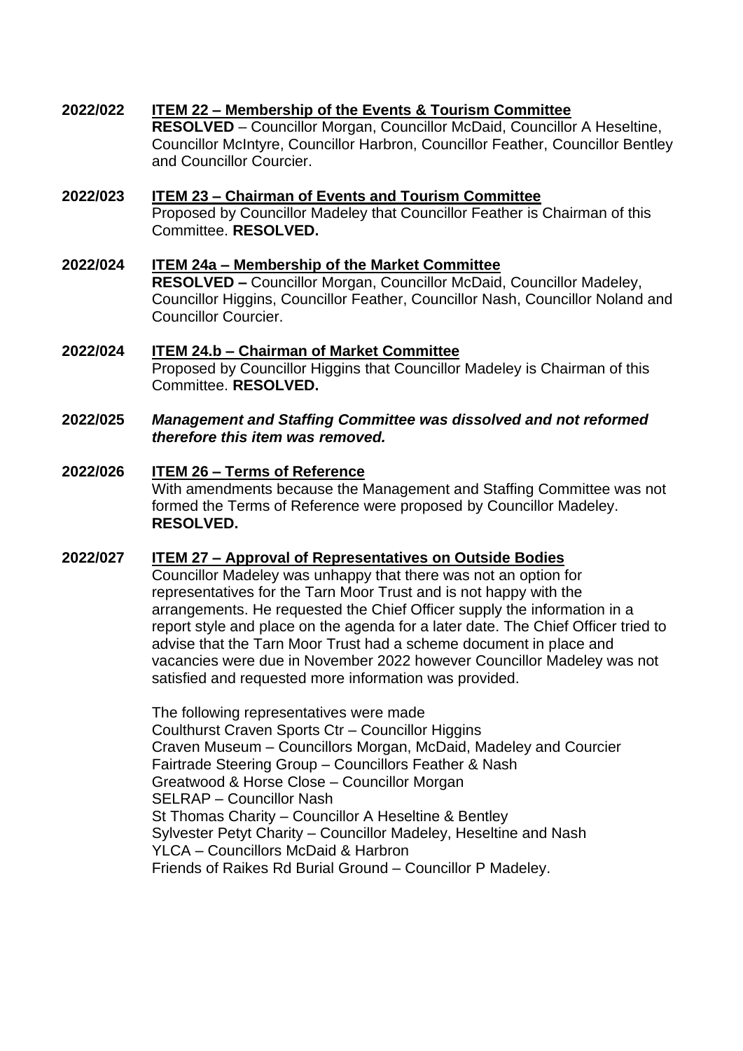**2022/022** **ITEM 22 – Membership of the Events & Tourism Committee**
**RESOLVED** – Councillor Morgan, Councillor McDaid, Councillor A Heseltine, Councillor McIntyre, Councillor Harbron, Councillor Feather, Councillor Bentley and Councillor Courcier.

**2022/023** **ITEM 23 – Chairman of Events and Tourism Committee**
Proposed by Councillor Madeley that Councillor Feather is Chairman of this Committee. **RESOLVED.**

**2022/024** **ITEM 24a – Membership of the Market Committee**
**RESOLVED –** Councillor Morgan, Councillor McDaid, Councillor Madeley, Councillor Higgins, Councillor Feather, Councillor Nash, Councillor Noland and Councillor Courcier.

**2022/024** **ITEM 24.b – Chairman of Market Committee**
Proposed by Councillor Higgins that Councillor Madeley is Chairman of this Committee. **RESOLVED.**

**2022/025** ***Management and Staffing Committee was dissolved and not reformed therefore this item was removed.***

**2022/026** **ITEM 26 – Terms of Reference**
With amendments because the Management and Staffing Committee was not formed the Terms of Reference were proposed by Councillor Madeley. **RESOLVED.**

**2022/027** **ITEM 27 – Approval of Representatives on Outside Bodies**
Councillor Madeley was unhappy that there was not an option for representatives for the Tarn Moor Trust and is not happy with the arrangements. He requested the Chief Officer supply the information in a report style and place on the agenda for a later date. The Chief Officer tried to advise that the Tarn Moor Trust had a scheme document in place and vacancies were due in November 2022 however Councillor Madeley was not satisfied and requested more information was provided.

The following representatives were made
Coulthurst Craven Sports Ctr – Councillor Higgins
Craven Museum – Councillors Morgan, McDaid, Madeley and Courcier
Fairtrade Steering Group – Councillors Feather & Nash
Greatwood & Horse Close – Councillor Morgan
SELRAP – Councillor Nash
St Thomas Charity – Councillor A Heseltine & Bentley
Sylvester Petyt Charity – Councillor Madeley, Heseltine and Nash
YLCA – Councillors McDaid & Harbron
Friends of Raikes Rd Burial Ground – Councillor P Madeley.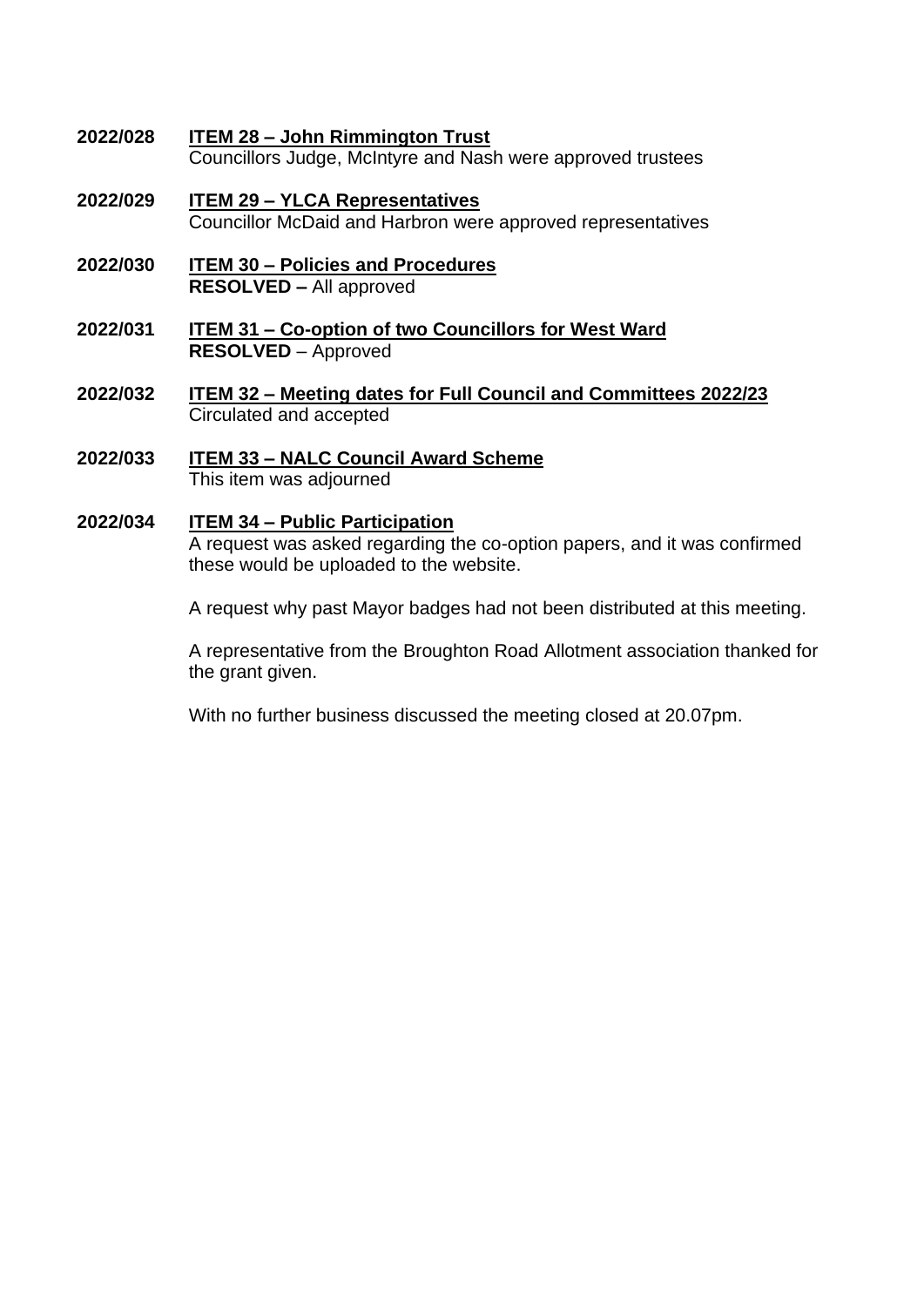**2022/028** **ITEM 28 – John Rimmington Trust**
Councillors Judge, McIntyre and Nash were approved trustees

**2022/029** **ITEM 29 – YLCA Representatives**
Councillor McDaid and Harbron were approved representatives

**2022/030** **ITEM 30 – Policies and Procedures**
**RESOLVED –** All approved

**2022/031** **ITEM 31 – Co-option of two Councillors for West Ward**
**RESOLVED** – Approved

**2022/032** **ITEM 32 – Meeting dates for Full Council and Committees 2022/23**
Circulated and accepted

**2022/033** **ITEM 33 – NALC Council Award Scheme**
This item was adjourned

**2022/034** **ITEM 34 – Public Participation**
A request was asked regarding the co-option papers, and it was confirmed these would be uploaded to the website.

A request why past Mayor badges had not been distributed at this meeting.

A representative from the Broughton Road Allotment association thanked for the grant given.

With no further business discussed the meeting closed at 20.07pm.